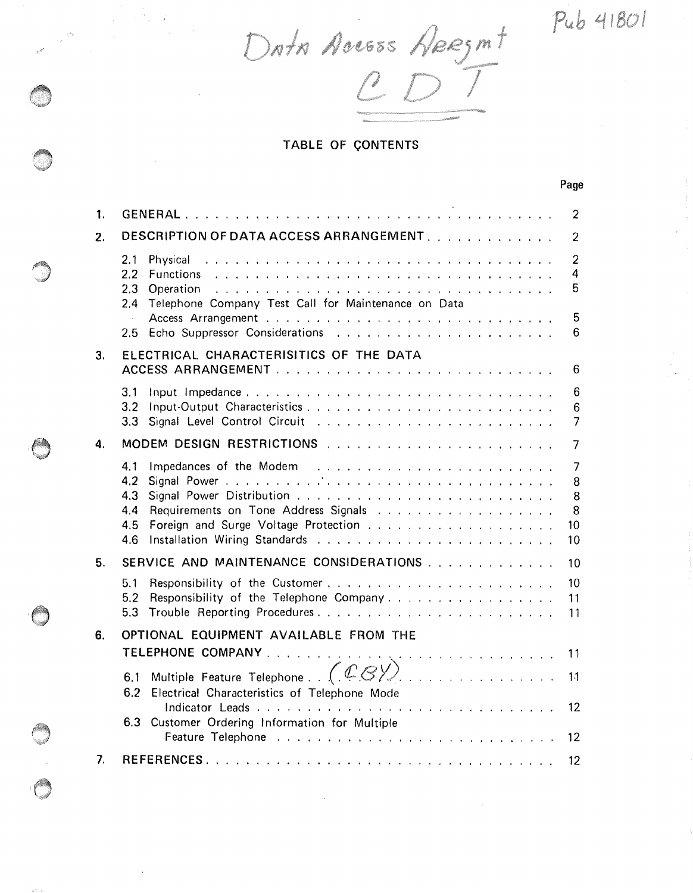Data Access Arrgmt

CDT

Pub 41801

# TABLE OF ÇONTENTS

| | | Page |
|---|---|---|
| 1. | GENERAL | 2 |
| 2. | DESCRIPTION OF DATA ACCESS ARRANGEMENT | 2 |
| | 2.1 Physical | 2 |
| | 2.2 Functions | 4 |
| | 2.3 Operation | 5 |
| | 2.4 Telephone Company Test Call for Maintenance on Data Access Arrangement | 5 |
| | 2.5 Echo Suppressor Considerations | 6 |
| 3. | ELECTRICAL CHARACTERISITICS OF THE DATA ACCESS ARRANGEMENT | 6 |
| | 3.1 Input Impedance | 6 |
| | 3.2 Input-Output Characteristics | 6 |
| | 3.3 Signal Level Control Circuit | 7 |
| 4. | MODEM DESIGN RESTRICTIONS | 7 |
| | 4.1 Impedances of the Modem | 7 |
| | 4.2 Signal Power | 8 |
| | 4.3 Signal Power Distribution | 8 |
| | 4.4 Requirements on Tone Address Signals | 8 |
| | 4.5 Foreign and Surge Voltage Protection | 10 |
| | 4.6 Installation Wiring Standards | 10 |
| 5. | SERVICE AND MAINTENANCE CONSIDERATIONS | 10 |
| | 5.1 Responsibility of the Customer | 10 |
| | 5.2 Responsibility of the Telephone Company | 11 |
| | 5.3 Trouble Reporting Procedures | 11 |
| 6. | OPTIONAL EQUIPMENT AVAILABLE FROM THE TELEPHONE COMPANY | 11 |
| | 6.1 Multiple Feature Telephone (CBY) | 11 |
| | 6.2 Electrical Characteristics of Telephone Mode Indicator Leads | 12 |
| | 6.3 Customer Ordering Information for Multiple Feature Telephone | 12 |
| 7. | REFERENCES | 12 |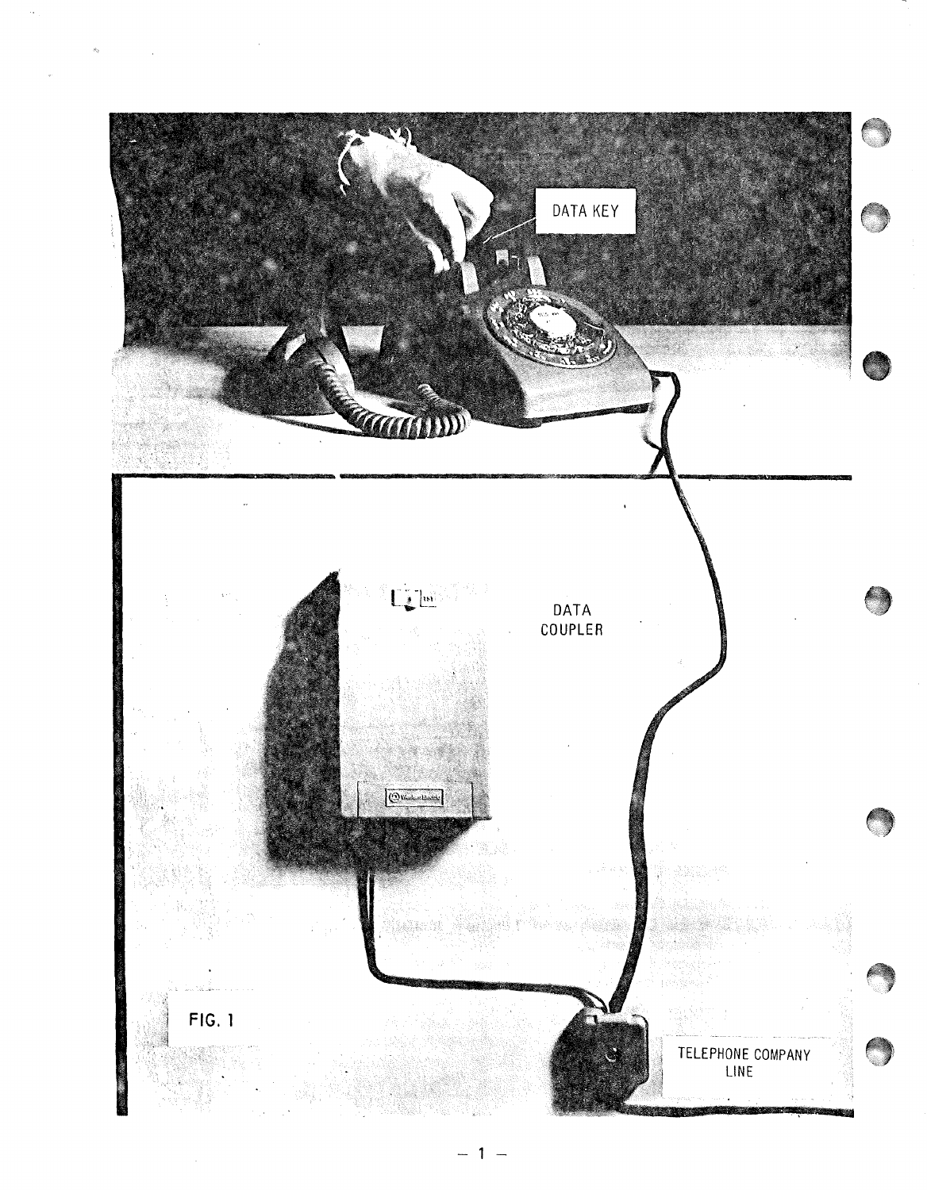DATA KEY

DATA COUPLER

TELEPHONE COMPANY LINE

FIG. 1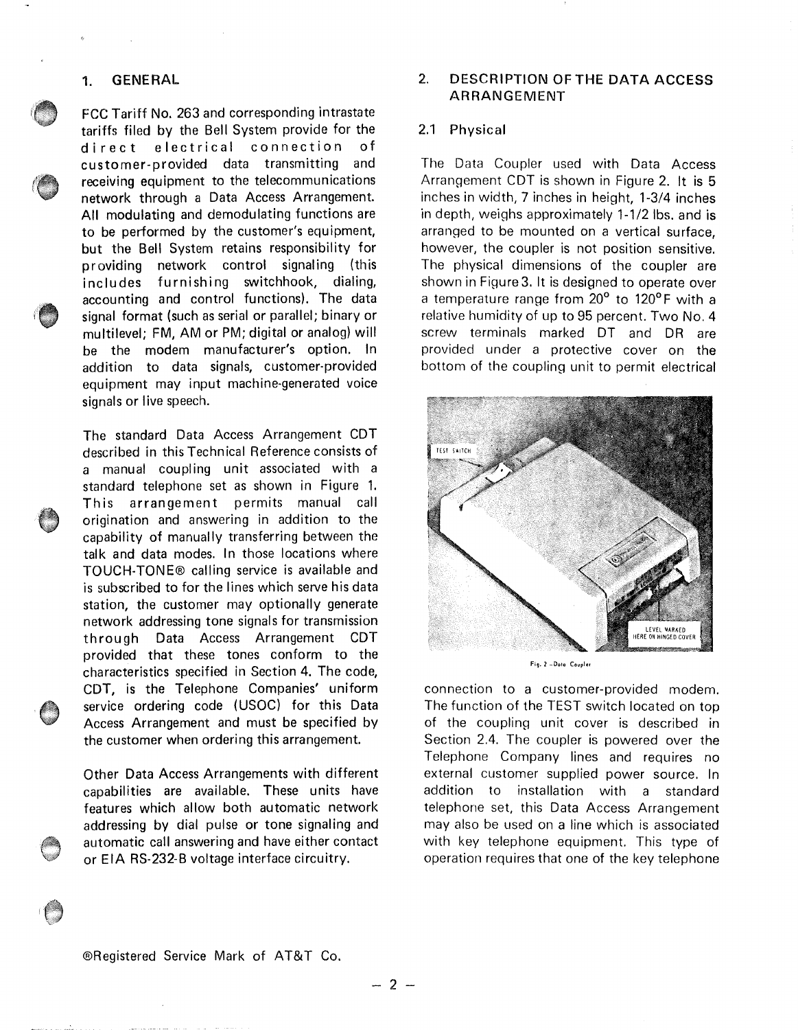## 1. GENERAL

FCC Tariff No. 263 and corresponding intrastate tariffs filed by the Bell System provide for the direct electrical connection of customer-provided data transmitting and receiving equipment to the telecommunications network through a Data Access Arrangement. All modulating and demodulating functions are to be performed by the customer's equipment, but the Bell System retains responsibility for providing network control signaling (this includes furnishing switchhook, dialing, accounting and control functions). The data signal format (such as serial or parallel; binary or multilevel; FM, AM or PM; digital or analog) will be the modem manufacturer's option. In addition to data signals, customer-provided equipment may input machine-generated voice signals or live speech.

The standard Data Access Arrangement CDT described in this Technical Reference consists of a manual coupling unit associated with a standard telephone set as shown in Figure 1. This arrangement permits manual call origination and answering in addition to the capability of manually transferring between the talk and data modes. In those locations where TOUCH-TONE® calling service is available and is subscribed to for the lines which serve his data station, the customer may optionally generate network addressing tone signals for transmission through Data Access Arrangement CDT provided that these tones conform to the characteristics specified in Section 4. The code, CDT, is the Telephone Companies' uniform service ordering code (USOC) for this Data Access Arrangement and must be specified by the customer when ordering this arrangement.

Other Data Access Arrangements with different capabilities are available. These units have features which allow both automatic network addressing by dial pulse or tone signaling and automatic call answering and have either contact or EIA RS-232-B voltage interface circuitry.

®Registered Service Mark of AT&T Co.

## 2. DESCRIPTION OF THE DATA ACCESS ARRANGEMENT

### 2.1 Physical

The Data Coupler used with Data Access Arrangement CDT is shown in Figure 2. It is 5 inches in width, 7 inches in height, 1-3/4 inches in depth, weighs approximately 1-1/2 lbs. and is arranged to be mounted on a vertical surface, however, the coupler is not position sensitive. The physical dimensions of the coupler are shown in Figure 3. It is designed to operate over a temperature range from 20° to 120°F with a relative humidity of up to 95 percent. Two No. 4 screw terminals marked DT and DR are provided under a protective cover on the bottom of the coupling unit to permit electrical connection to a customer-provided modem. The function of the TEST switch located on top of the coupling unit cover is described in Section 2.4. The coupler is powered over the Telephone Company lines and requires no external customer supplied power source. In addition to installation with a standard telephone set, this Data Access Arrangement may also be used on a line which is associated with key telephone equipment. This type of operation requires that one of the key telephone

TEST SWITCH

LEVEL MARKED HERE ON HINGED COVER

Fig. 2 – Data Coupler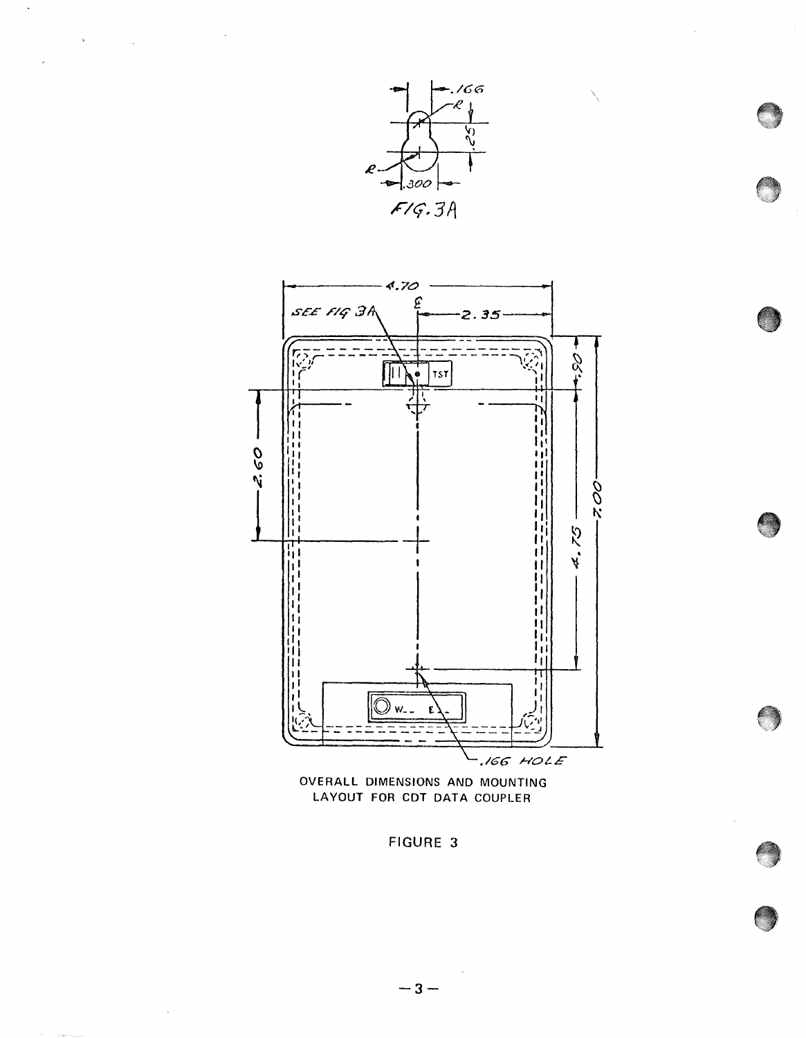FIG. 3A

OVERALL DIMENSIONS AND MOUNTING LAYOUT FOR CDT DATA COUPLER

FIGURE 3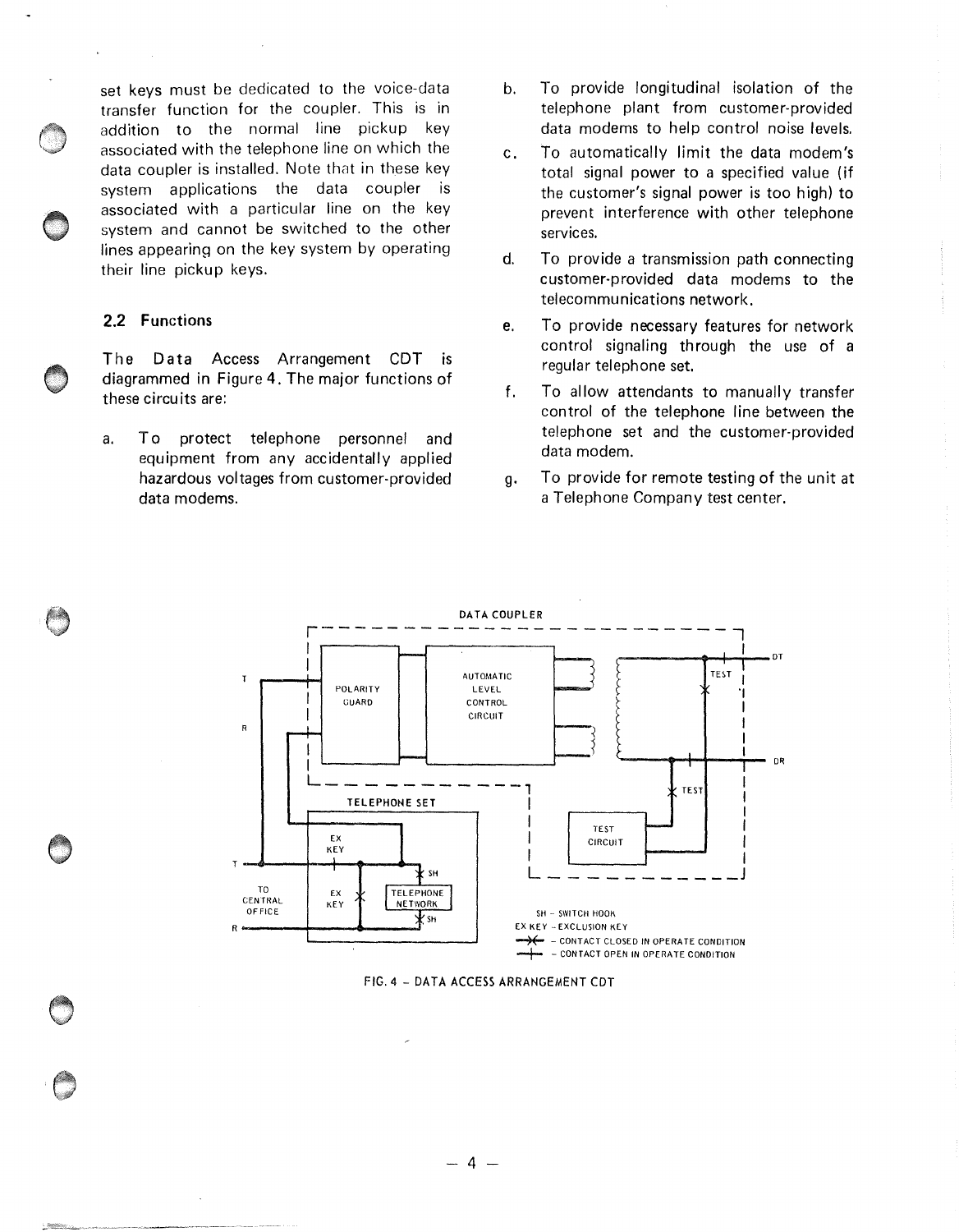set keys must be dedicated to the voice-data transfer function for the coupler. This is in addition to the normal line pickup key associated with the telephone line on which the data coupler is installed. Note that in these key system applications the data coupler is associated with a particular line on the key system and cannot be switched to the other lines appearing on the key system by operating their line pickup keys.

## 2.2 Functions

The Data Access Arrangement CDT is diagrammed in Figure 4. The major functions of these circuits are:

a. To protect telephone personnel and equipment from any accidentally applied hazardous voltages from customer-provided data modems.

b. To provide longitudinal isolation of the telephone plant from customer-provided data modems to help control noise levels.

c. To automatically limit the data modem's total signal power to a specified value (if the customer's signal power is too high) to prevent interference with other telephone services.

d. To provide a transmission path connecting customer-provided data modems to the telecommunications network.

e. To provide necessary features for network control signaling through the use of a regular telephone set.

f. To allow attendants to manually transfer control of the telephone line between the telephone set and the customer-provided data modem.

g. To provide for remote testing of the unit at a Telephone Company test center.

DATA COUPLER

POLARITY GUARD

AUTOMATIC LEVEL CONTROL CIRCUIT

TEST

DT

DR

TEST CIRCUIT

TELEPHONE SET

EX KEY

SH

TELEPHONE NETWORK

TO CENTRAL OFFICE

T

R

SH – SWITCH HOOK
EX KEY – EXCLUSION KEY
–✕– – CONTACT CLOSED IN OPERATE CONDITION
–|– – CONTACT OPEN IN OPERATE CONDITION

FIG. 4 – DATA ACCESS ARRANGEMENT CDT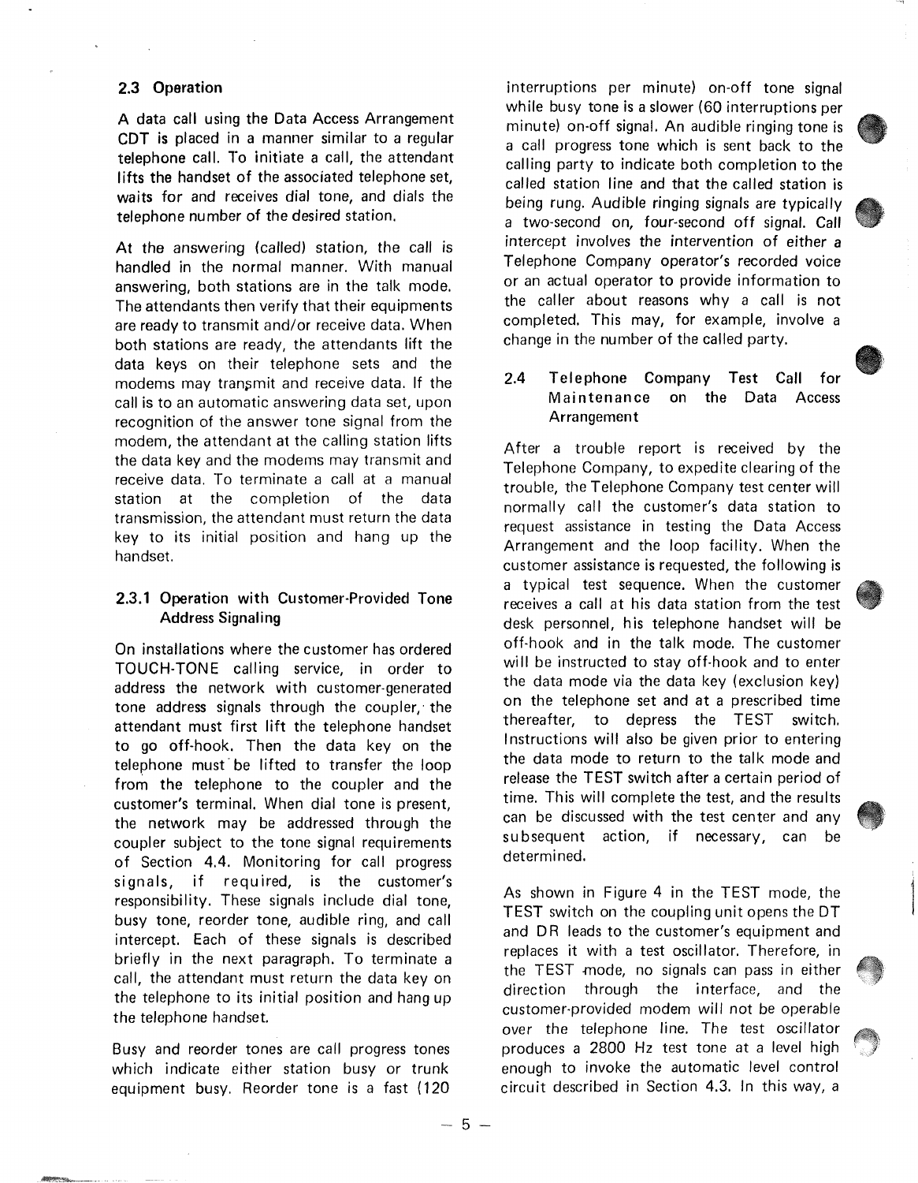### 2.3 Operation

A data call using the Data Access Arrangement CDT is placed in a manner similar to a regular telephone call. To initiate a call, the attendant lifts the handset of the associated telephone set, waits for and receives dial tone, and dials the telephone number of the desired station.

At the answering (called) station, the call is handled in the normal manner. With manual answering, both stations are in the talk mode. The attendants then verify that their equipments are ready to transmit and/or receive data. When both stations are ready, the attendants lift the data keys on their telephone sets and the modems may transmit and receive data. If the call is to an automatic answering data set, upon recognition of the answer tone signal from the modem, the attendant at the calling station lifts the data key and the modems may transmit and receive data. To terminate a call at a manual station at the completion of the data transmission, the attendant must return the data key to its initial position and hang up the handset.

#### 2.3.1 Operation with Customer-Provided Tone Address Signaling

On installations where the customer has ordered TOUCH-TONE calling service, in order to address the network with customer-generated tone address signals through the coupler, the attendant must first lift the telephone handset to go off-hook. Then the data key on the telephone must be lifted to transfer the loop from the telephone to the coupler and the customer's terminal. When dial tone is present, the network may be addressed through the coupler subject to the tone signal requirements of Section 4.4. Monitoring for call progress signals, if required, is the customer's responsibility. These signals include dial tone, busy tone, reorder tone, audible ring, and call intercept. Each of these signals is described briefly in the next paragraph. To terminate a call, the attendant must return the data key on the telephone to its initial position and hang up the telephone handset.

Busy and reorder tones are call progress tones which indicate either station busy or trunk equipment busy. Reorder tone is a fast (120 interruptions per minute) on-off tone signal while busy tone is a slower (60 interruptions per minute) on-off signal. An audible ringing tone is a call progress tone which is sent back to the calling party to indicate both completion to the called station line and that the called station is being rung. Audible ringing signals are typically a two-second on, four-second off signal. Call intercept involves the intervention of either a Telephone Company operator's recorded voice or an actual operator to provide information to the caller about reasons why a call is not completed. This may, for example, involve a change in the number of the called party.

### 2.4 Telephone Company Test Call for Maintenance on the Data Access Arrangement

After a trouble report is received by the Telephone Company, to expedite clearing of the trouble, the Telephone Company test center will normally call the customer's data station to request assistance in testing the Data Access Arrangement and the loop facility. When the customer assistance is requested, the following is a typical test sequence. When the customer receives a call at his data station from the test desk personnel, his telephone handset will be off-hook and in the talk mode. The customer will be instructed to stay off-hook and to enter the data mode via the data key (exclusion key) on the telephone set and at a prescribed time thereafter, to depress the TEST switch. Instructions will also be given prior to entering the data mode to return to the talk mode and release the TEST switch after a certain period of time. This will complete the test, and the results can be discussed with the test center and any subsequent action, if necessary, can be determined.

As shown in Figure 4 in the TEST mode, the TEST switch on the coupling unit opens the DT and DR leads to the customer's equipment and replaces it with a test oscillator. Therefore, in the TEST mode, no signals can pass in either direction through the interface, and the customer-provided modem will not be operable over the telephone line. The test oscillator produces a 2800 Hz test tone at a level high enough to invoke the automatic level control circuit described in Section 4.3. In this way, a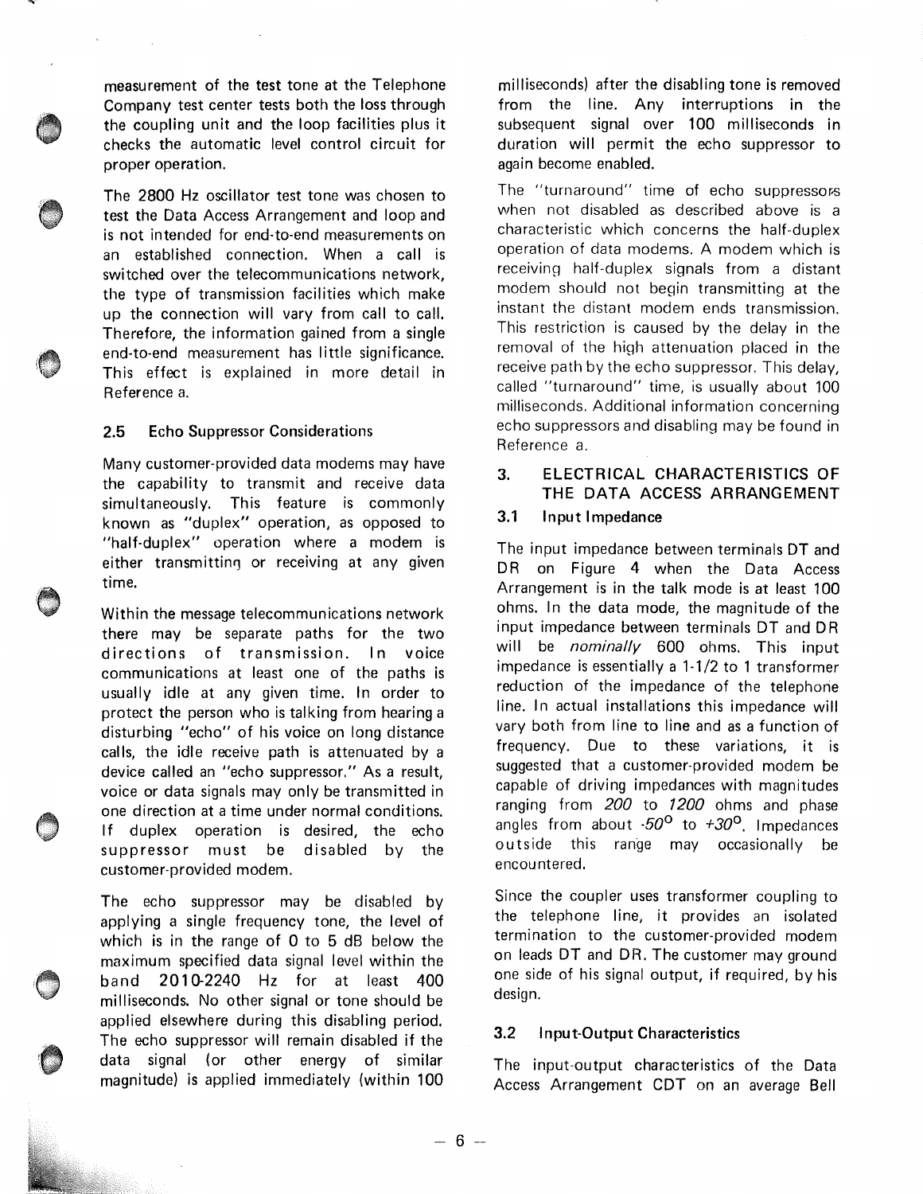measurement of the test tone at the Telephone Company test center tests both the loss through the coupling unit and the loop facilities plus it checks the automatic level control circuit for proper operation.

The 2800 Hz oscillator test tone was chosen to test the Data Access Arrangement and loop and is not intended for end-to-end measurements on an established connection. When a call is switched over the telecommunications network, the type of transmission facilities which make up the connection will vary from call to call. Therefore, the information gained from a single end-to-end measurement has little significance. This effect is explained in more detail in Reference a.

### 2.5 Echo Suppressor Considerations

Many customer-provided data modems may have the capability to transmit and receive data simultaneously. This feature is commonly known as "duplex" operation, as opposed to "half-duplex" operation where a modem is either transmitting or receiving at any given time.

Within the message telecommunications network there may be separate paths for the two directions of transmission. In voice communications at least one of the paths is usually idle at any given time. In order to protect the person who is talking from hearing a disturbing "echo" of his voice on long distance calls, the idle receive path is attenuated by a device called an "echo suppressor." As a result, voice or data signals may only be transmitted in one direction at a time under normal conditions. If duplex operation is desired, the echo suppressor must be disabled by the customer-provided modem.

The echo suppressor may be disabled by applying a single frequency tone, the level of which is in the range of 0 to 5 dB below the maximum specified data signal level within the band 2010-2240 Hz for at least 400 milliseconds. No other signal or tone should be applied elsewhere during this disabling period. The echo suppressor will remain disabled if the data signal (or other energy of similar magnitude) is applied immediately (within 100 milliseconds) after the disabling tone is removed from the line. Any interruptions in the subsequent signal over 100 milliseconds in duration will permit the echo suppressor to again become enabled.

The "turnaround" time of echo suppressors when not disabled as described above is a characteristic which concerns the half-duplex operation of data modems. A modem which is receiving half-duplex signals from a distant modem should not begin transmitting at the instant the distant modem ends transmission. This restriction is caused by the delay in the removal of the high attenuation placed in the receive path by the echo suppressor. This delay, called "turnaround" time, is usually about 100 milliseconds. Additional information concerning echo suppressors and disabling may be found in Reference a.

## 3. ELECTRICAL CHARACTERISTICS OF THE DATA ACCESS ARRANGEMENT

### 3.1 Input Impedance

The input impedance between terminals DT and DR on Figure 4 when the Data Access Arrangement is in the talk mode is at least 100 ohms. In the data mode, the magnitude of the input impedance between terminals DT and DR will be *nominally* 600 ohms. This input impedance is essentially a 1-1/2 to 1 transformer reduction of the impedance of the telephone line. In actual installations this impedance will vary both from line to line and as a function of frequency. Due to these variations, it is suggested that a customer-provided modem be capable of driving impedances with magnitudes ranging from *200* to *1200* ohms and phase angles from about *-50°* to *+30°*. Impedances outside this range may occasionally be encountered.

Since the coupler uses transformer coupling to the telephone line, it provides an isolated termination to the customer-provided modem on leads DT and DR. The customer may ground one side of his signal output, if required, by his design.

### 3.2 Input-Output Characteristics

The input-output characteristics of the Data Access Arrangement CDT on an average Bell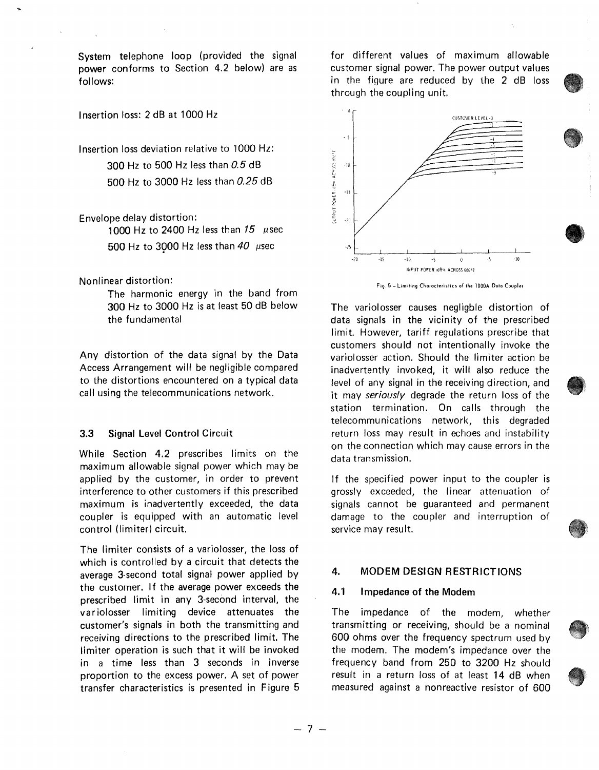System telephone loop (provided the signal power conforms to Section 4.2 below) are as follows:

Insertion loss: 2 dB at 1000 Hz

Insertion loss deviation relative to 1000 Hz:

- 300 Hz to 500 Hz less than *0.5* dB
- 500 Hz to 3000 Hz less than *0.25* dB

Envelope delay distortion:

- 1000 Hz to 2400 Hz less than *15* μsec
- 500 Hz to 3000 Hz less than *40* μsec

Nonlinear distortion:

- The harmonic energy in the band from 300 Hz to 3000 Hz is at least 50 dB below the fundamental

Any distortion of the data signal by the Data Access Arrangement will be negligible compared to the distortions encountered on a typical data call using the telecommunications network.

### 3.3 Signal Level Control Circuit

While Section 4.2 prescribes limits on the maximum allowable signal power which may be applied by the customer, in order to prevent interference to other customers if this prescribed maximum is inadvertently exceeded, the data coupler is equipped with an automatic level control (limiter) circuit.

The limiter consists of a variolosser, the loss of which is controlled by a circuit that detects the average 3-second total signal power applied by the customer. If the average power exceeds the prescribed limit in any 3-second interval, the variolosser limiting device attenuates the customer's signals in both the transmitting and receiving directions to the prescribed limit. The limiter operation is such that it will be invoked in a time less than 3 seconds in inverse proportion to the excess power. A set of power transfer characteristics is presented in Figure 5 for different values of maximum allowable customer signal power. The power output values in the figure are reduced by the 2 dB loss through the coupling unit.

Fig. 5 – Limiting Characteristics of the 1000A Data Coupler

The variolosser causes negligble distortion of data signals in the vicinity of the prescribed limit. However, tariff regulations prescribe that customers should not intentionally invoke the variolosser action. Should the limiter action be inadvertently invoked, it will also reduce the level of any signal in the receiving direction, and it may *seriously* degrade the return loss of the station termination. On calls through the telecommunications network, this degraded return loss may result in echoes and instability on the connection which may cause errors in the data transmission.

If the specified power input to the coupler is grossly exceeded, the linear attenuation of signals cannot be guaranteed and permanent damage to the coupler and interruption of service may result.

## 4. MODEM DESIGN RESTRICTIONS

### 4.1 Impedance of the Modem

The impedance of the modem, whether transmitting or receiving, should be a nominal 600 ohms over the frequency spectrum used by the modem. The modem's impedance over the frequency band from 250 to 3200 Hz should result in a return loss of at least 14 dB when measured against a nonreactive resistor of 600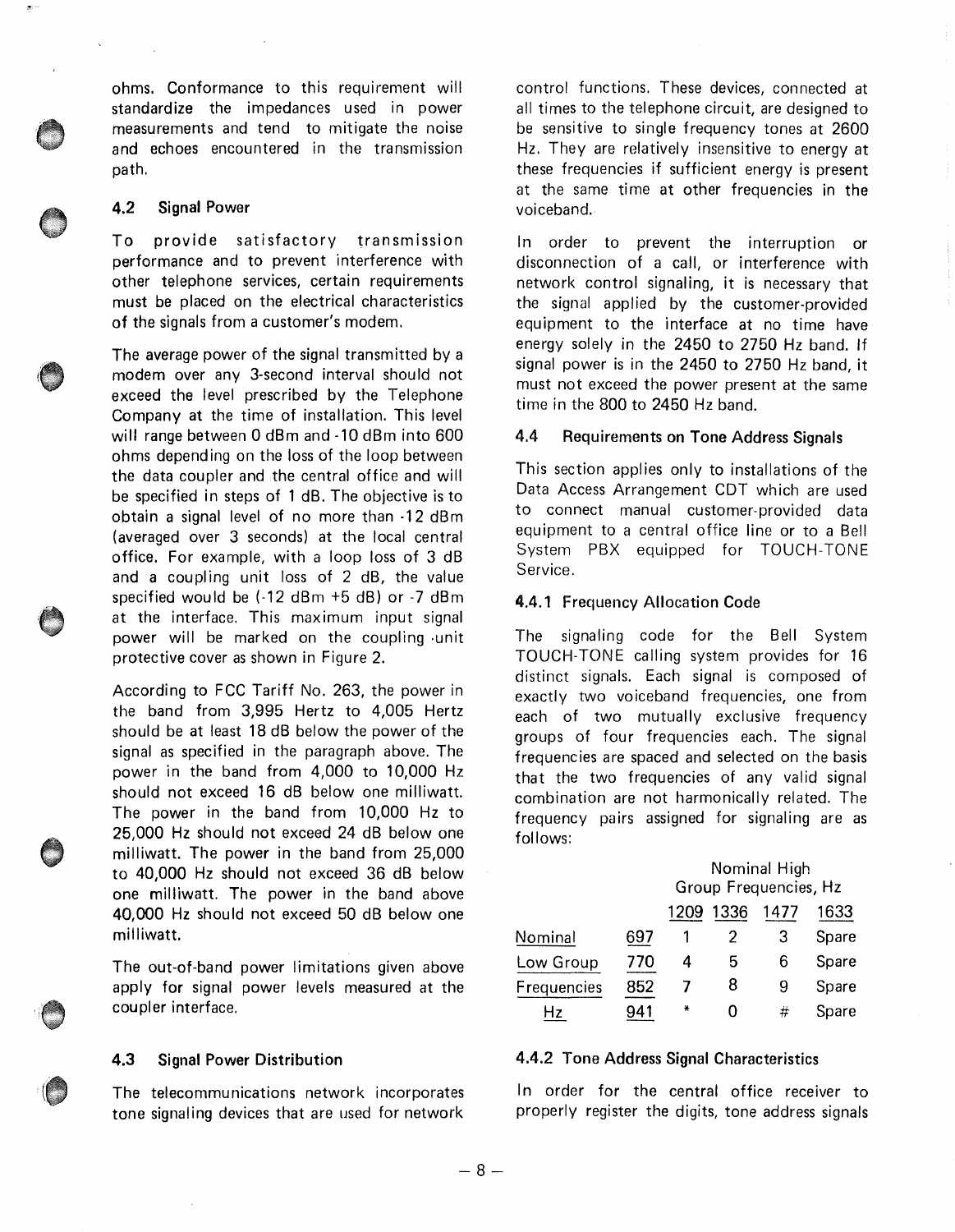ohms. Conformance to this requirement will standardize the impedances used in power measurements and tend to mitigate the noise and echoes encountered in the transmission path.

### 4.2 Signal Power

To provide satisfactory transmission performance and to prevent interference with other telephone services, certain requirements must be placed on the electrical characteristics of the signals from a customer's modem.

The average power of the signal transmitted by a modem over any 3-second interval should not exceed the level prescribed by the Telephone Company at the time of installation. This level will range between 0 dBm and -10 dBm into 600 ohms depending on the loss of the loop between the data coupler and the central office and will be specified in steps of 1 dB. The objective is to obtain a signal level of no more than -12 dBm (averaged over 3 seconds) at the local central office. For example, with a loop loss of 3 dB and a coupling unit loss of 2 dB, the value specified would be (-12 dBm +5 dB) or -7 dBm at the interface. This maximum input signal power will be marked on the coupling unit protective cover as shown in Figure 2.

According to FCC Tariff No. 263, the power in the band from 3,995 Hertz to 4,005 Hertz should be at least 18 dB below the power of the signal as specified in the paragraph above. The power in the band from 4,000 to 10,000 Hz should not exceed 16 dB below one milliwatt. The power in the band from 10,000 Hz to 25,000 Hz should not exceed 24 dB below one milliwatt. The power in the band from 25,000 to 40,000 Hz should not exceed 36 dB below one milliwatt. The power in the band above 40,000 Hz should not exceed 50 dB below one milliwatt.

The out-of-band power limitations given above apply for signal power levels measured at the coupler interface.

### 4.3 Signal Power Distribution

The telecommunications network incorporates tone signaling devices that are used for network control functions. These devices, connected at all times to the telephone circuit, are designed to be sensitive to single frequency tones at 2600 Hz. They are relatively insensitive to energy at these frequencies if sufficient energy is present at the same time at other frequencies in the voiceband.

In order to prevent the interruption or disconnection of a call, or interference with network control signaling, it is necessary that the signal applied by the customer-provided equipment to the interface at no time have energy solely in the 2450 to 2750 Hz band. If signal power is in the 2450 to 2750 Hz band, it must not exceed the power present at the same time in the 800 to 2450 Hz band.

### 4.4 Requirements on Tone Address Signals

This section applies only to installations of the Data Access Arrangement CDT which are used to connect manual customer-provided data equipment to a central office line or to a Bell System PBX equipped for TOUCH-TONE Service.

#### 4.4.1 Frequency Allocation Code

The signaling code for the Bell System TOUCH-TONE calling system provides for 16 distinct signals. Each signal is composed of exactly two voiceband frequencies, one from each of two mutually exclusive frequency groups of four frequencies each. The signal frequencies are spaced and selected on the basis that the two frequencies of any valid signal combination are not harmonically related. The frequency pairs assigned for signaling are as follows:

| Nominal Low Group Frequencies, Hz | Nominal High Group Frequencies, Hz: 1209 | 1336 | 1477 | 1633 |
|---|---|---|---|---|
| 697 | 1 | 2 | 3 | Spare |
| 770 | 4 | 5 | 6 | Spare |
| 852 | 7 | 8 | 9 | Spare |
| 941 | * | 0 | # | Spare |

#### 4.4.2 Tone Address Signal Characteristics

In order for the central office receiver to properly register the digits, tone address signals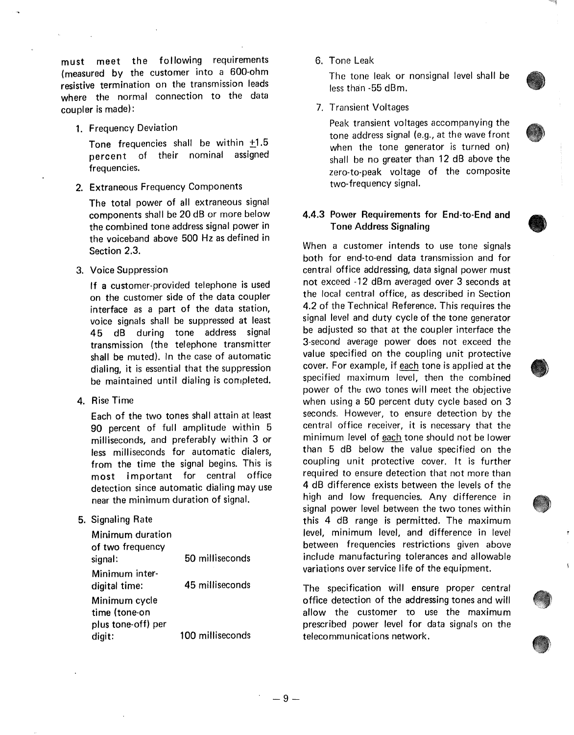must meet the following requirements (measured by the customer into a 600-ohm resistive termination on the transmission leads where the normal connection to the data coupler is made):

1. Frequency Deviation

   Tone frequencies shall be within ±1.5 percent of their nominal assigned frequencies.

2. Extraneous Frequency Components

   The total power of all extraneous signal components shall be 20 dB or more below the combined tone address signal power in the voiceband above 500 Hz as defined in Section 2.3.

3. Voice Suppression

   If a customer-provided telephone is used on the customer side of the data coupler interface as a part of the data station, voice signals shall be suppressed at least 45 dB during tone address signal transmission (the telephone transmitter shall be muted). In the case of automatic dialing, it is essential that the suppression be maintained until dialing is completed.

4. Rise Time

   Each of the two tones shall attain at least 90 percent of full amplitude within 5 milliseconds, and preferably within 3 or less milliseconds for automatic dialers, from the time the signal begins. This is most important for central office detection since automatic dialing may use near the minimum duration of signal.

5. Signaling Rate

   | | |
   |---|---|
   | Minimum duration of two frequency signal: | 50 milliseconds |
   | Minimum inter-digital time: | 45 milliseconds |
   | Minimum cycle time (tone-on plus tone-off) per digit: | 100 milliseconds |

6. Tone Leak

   The tone leak or nonsignal level shall be less than -55 dBm.

7. Transient Voltages

   Peak transient voltages accompanying the tone address signal (e.g., at the wave front when the tone generator is turned on) shall be no greater than 12 dB above the zero-to-peak voltage of the composite two-frequency signal.

### 4.4.3 Power Requirements for End-to-End and Tone Address Signaling

When a customer intends to use tone signals both for end-to-end data transmission and for central office addressing, data signal power must not exceed -12 dBm averaged over 3 seconds at the local central office, as described in Section 4.2 of the Technical Reference. This requires the signal level and duty cycle of the tone generator be adjusted so that at the coupler interface the 3-second average power does not exceed the value specified on the coupling unit protective cover. For example, if each tone is applied at the specified maximum level, then the combined power of the two tones will meet the objective when using a 50 percent duty cycle based on 3 seconds. However, to ensure detection by the central office receiver, it is necessary that the minimum level of each tone should not be lower than 5 dB below the value specified on the coupling unit protective cover. It is further required to ensure detection that not more than 4 dB difference exists between the levels of the high and low frequencies. Any difference in signal power level between the two tones within this 4 dB range is permitted. The maximum level, minimum level, and difference in level between frequencies restrictions given above include manufacturing tolerances and allowable variations over service life of the equipment.

The specification will ensure proper central office detection of the addressing tones and will allow the customer to use the maximum prescribed power level for data signals on the telecommunications network.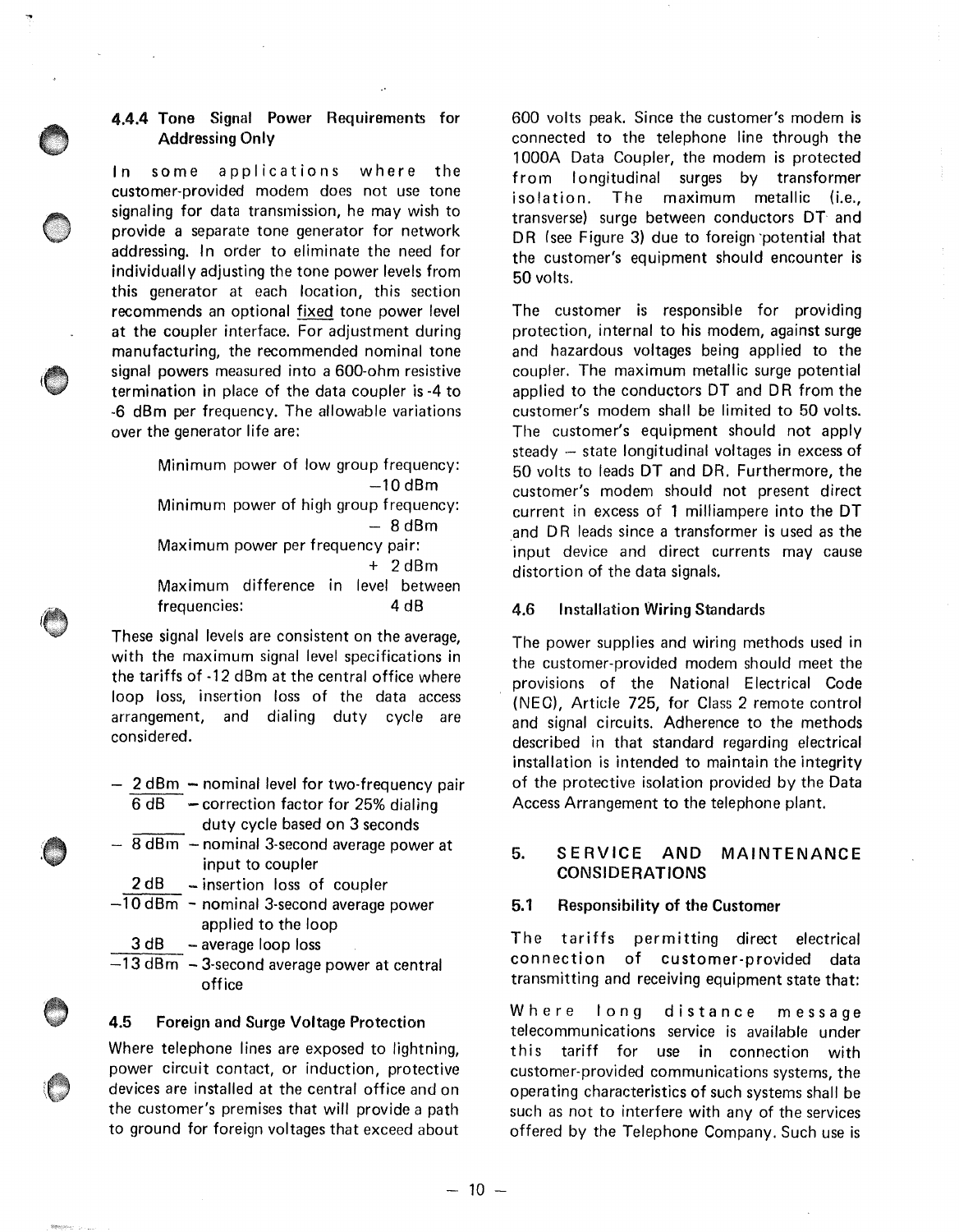#### 4.4.4 Tone Signal Power Requirements for Addressing Only

In some applications where the customer-provided modem does not use tone signaling for data transmission, he may wish to provide a separate tone generator for network addressing. In order to eliminate the need for individually adjusting the tone power levels from this generator at each location, this section recommends an optional fixed tone power level at the coupler interface. For adjustment during manufacturing, the recommended nominal tone signal powers measured into a 600-ohm resistive termination in place of the data coupler is -4 to -6 dBm per frequency. The allowable variations over the generator life are:

> Minimum power of low group frequency: −10 dBm
> Minimum power of high group frequency: − 8 dBm
> Maximum power per frequency pair: + 2 dBm
> Maximum difference in level between frequencies: 4 dB

These signal levels are consistent on the average, with the maximum signal level specifications in the tariffs of -12 dBm at the central office where loop loss, insertion loss of the data access arrangement, and dialing duty cycle are considered.

| | |
|---|---|
| − 2 dBm | − nominal level for two-frequency pair |
| 6 dB | − correction factor for 25% dialing duty cycle based on 3 seconds |
| − 8 dBm | − nominal 3-second average power at input to coupler |
| 2 dB | − insertion loss of coupler |
| −10 dBm | − nominal 3-second average power applied to the loop |
| 3 dB | − average loop loss |
| −13 dBm | − 3-second average power at central office |

### 4.5 Foreign and Surge Voltage Protection

Where telephone lines are exposed to lightning, power circuit contact, or induction, protective devices are installed at the central office and on the customer's premises that will provide a path to ground for foreign voltages that exceed about 600 volts peak. Since the customer's modem is connected to the telephone line through the 1000A Data Coupler, the modem is protected from longitudinal surges by transformer isolation. The maximum metallic (i.e., transverse) surge between conductors DT and DR (see Figure 3) due to foreign potential that the customer's equipment should encounter is 50 volts.

The customer is responsible for providing protection, internal to his modem, against surge and hazardous voltages being applied to the coupler. The maximum metallic surge potential applied to the conductors DT and DR from the customer's modem shall be limited to 50 volts. The customer's equipment should not apply steady – state longitudinal voltages in excess of 50 volts to leads DT and DR. Furthermore, the customer's modem should not present direct current in excess of 1 milliampere into the DT and DR leads since a transformer is used as the input device and direct currents may cause distortion of the data signals.

### 4.6 Installation Wiring Standards

The power supplies and wiring methods used in the customer-provided modem should meet the provisions of the National Electrical Code (NEC), Article 725, for Class 2 remote control and signal circuits. Adherence to the methods described in that standard regarding electrical installation is intended to maintain the integrity of the protective isolation provided by the Data Access Arrangement to the telephone plant.

## 5. SERVICE AND MAINTENANCE CONSIDERATIONS

### 5.1 Responsibility of the Customer

The tariffs permitting direct electrical connection of customer-provided data transmitting and receiving equipment state that:

Where long distance message telecommunications service is available under this tariff for use in connection with customer-provided communications systems, the operating characteristics of such systems shall be such as not to interfere with any of the services offered by the Telephone Company. Such use is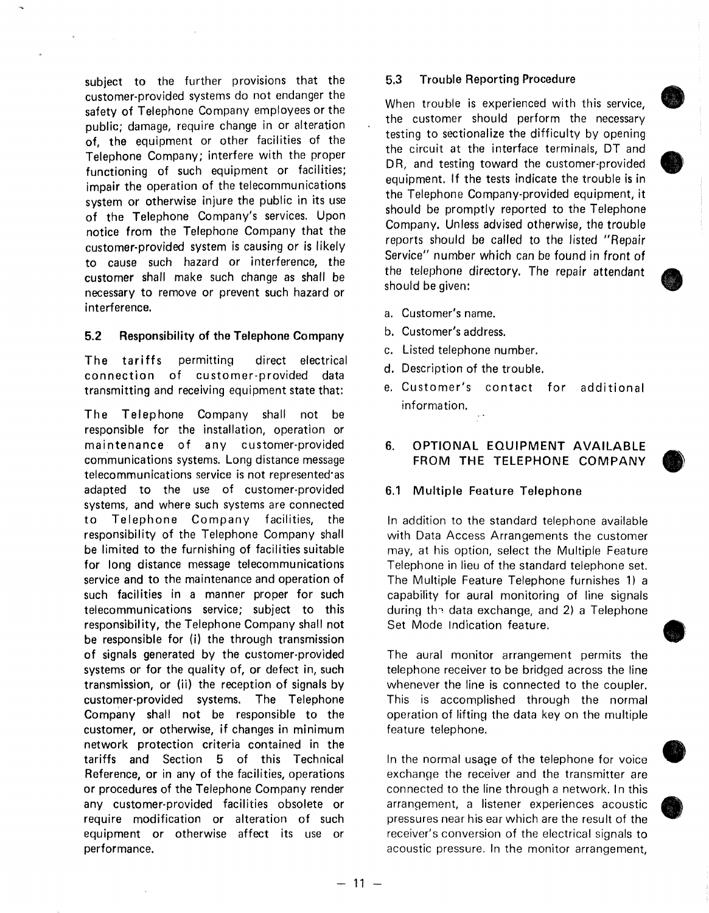subject to the further provisions that the customer-provided systems do not endanger the safety of Telephone Company employees or the public; damage, require change in or alteration of, the equipment or other facilities of the Telephone Company; interfere with the proper functioning of such equipment or facilities; impair the operation of the telecommunications system or otherwise injure the public in its use of the Telephone Company's services. Upon notice from the Telephone Company that the customer-provided system is causing or is likely to cause such hazard or interference, the customer shall make such change as shall be necessary to remove or prevent such hazard or interference.

### 5.2 Responsibility of the Telephone Company

The tariffs permitting direct electrical connection of customer-provided data transmitting and receiving equipment state that:

The Telephone Company shall not be responsible for the installation, operation or maintenance of any customer-provided communications systems. Long distance message telecommunications service is not represented as adapted to the use of customer-provided systems, and where such systems are connected to Telephone Company facilities, the responsibility of the Telephone Company shall be limited to the furnishing of facilities suitable for long distance message telecommunications service and to the maintenance and operation of such facilities in a manner proper for such telecommunications service; subject to this responsibility, the Telephone Company shall not be responsible for (i) the through transmission of signals generated by the customer-provided systems or for the quality of, or defect in, such transmission, or (ii) the reception of signals by customer-provided systems. The Telephone Company shall not be responsible to the customer, or otherwise, if changes in minimum network protection criteria contained in the tariffs and Section 5 of this Technical Reference, or in any of the facilities, operations or procedures of the Telephone Company render any customer-provided facilities obsolete or require modification or alteration of such equipment or otherwise affect its use or performance.

### 5.3 Trouble Reporting Procedure

When trouble is experienced with this service, the customer should perform the necessary testing to sectionalize the difficulty by opening the circuit at the interface terminals, DT and DR, and testing toward the customer-provided equipment. If the tests indicate the trouble is in the Telephone Company-provided equipment, it should be promptly reported to the Telephone Company. Unless advised otherwise, the trouble reports should be called to the listed "Repair Service" number which can be found in front of the telephone directory. The repair attendant should be given:

a. Customer's name.
b. Customer's address.
c. Listed telephone number.
d. Description of the trouble.
e. Customer's contact for additional information.

## 6. OPTIONAL EQUIPMENT AVAILABLE FROM THE TELEPHONE COMPANY

### 6.1 Multiple Feature Telephone

In addition to the standard telephone available with Data Access Arrangements the customer may, at his option, select the Multiple Feature Telephone in lieu of the standard telephone set. The Multiple Feature Telephone furnishes 1) a capability for aural monitoring of line signals during the data exchange, and 2) a Telephone Set Mode Indication feature.

The aural monitor arrangement permits the telephone receiver to be bridged across the line whenever the line is connected to the coupler. This is accomplished through the normal operation of lifting the data key on the multiple feature telephone.

In the normal usage of the telephone for voice exchange the receiver and the transmitter are connected to the line through a network. In this arrangement, a listener experiences acoustic pressures near his ear which are the result of the receiver's conversion of the electrical signals to acoustic pressure. In the monitor arrangement,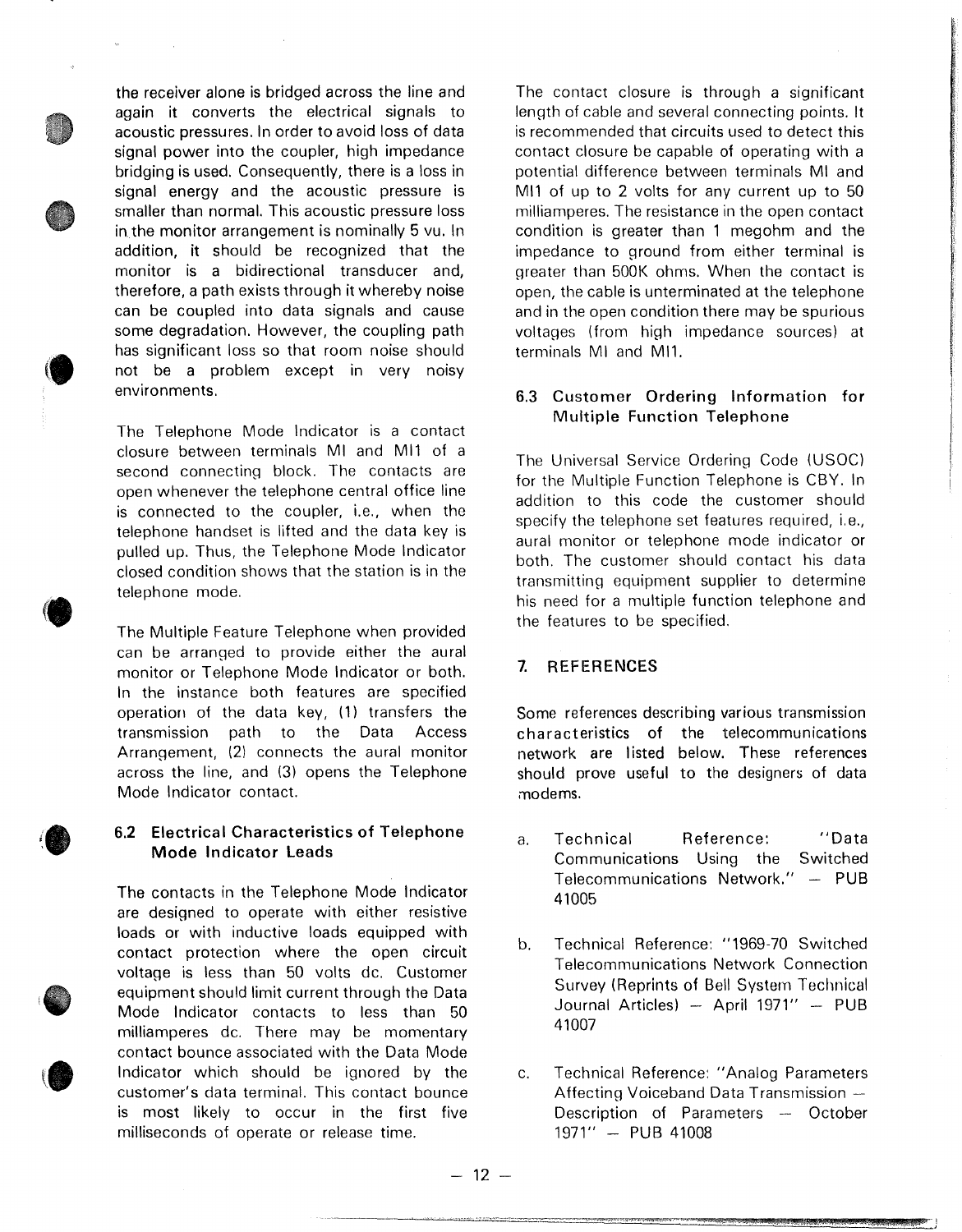the receiver alone is bridged across the line and again it converts the electrical signals to acoustic pressures. In order to avoid loss of data signal power into the coupler, high impedance bridging is used. Consequently, there is a loss in signal energy and the acoustic pressure is smaller than normal. This acoustic pressure loss in the monitor arrangement is nominally 5 vu. In addition, it should be recognized that the monitor is a bidirectional transducer and, therefore, a path exists through it whereby noise can be coupled into data signals and cause some degradation. However, the coupling path has significant loss so that room noise should not be a problem except in very noisy environments.

The Telephone Mode Indicator is a contact closure between terminals MI and MI1 of a second connecting block. The contacts are open whenever the telephone central office line is connected to the coupler, i.e., when the telephone handset is lifted and the data key is pulled up. Thus, the Telephone Mode Indicator closed condition shows that the station is in the telephone mode.

The Multiple Feature Telephone when provided can be arranged to provide either the aural monitor or Telephone Mode Indicator or both. In the instance both features are specified operation of the data key, (1) transfers the transmission path to the Data Access Arrangement, (2) connects the aural monitor across the line, and (3) opens the Telephone Mode Indicator contact.

### 6.2 Electrical Characteristics of Telephone Mode Indicator Leads

The contacts in the Telephone Mode Indicator are designed to operate with either resistive loads or with inductive loads equipped with contact protection where the open circuit voltage is less than 50 volts dc. Customer equipment should limit current through the Data Mode Indicator contacts to less than 50 milliamperes dc. There may be momentary contact bounce associated with the Data Mode Indicator which should be ignored by the customer's data terminal. This contact bounce is most likely to occur in the first five milliseconds of operate or release time.

The contact closure is through a significant length of cable and several connecting points. It is recommended that circuits used to detect this contact closure be capable of operating with a potential difference between terminals MI and MI1 of up to 2 volts for any current up to 50 milliamperes. The resistance in the open contact condition is greater than 1 megohm and the impedance to ground from either terminal is greater than 500K ohms. When the contact is open, the cable is unterminated at the telephone and in the open condition there may be spurious voltages (from high impedance sources) at terminals MI and MI1.

### 6.3 Customer Ordering Information for Multiple Function Telephone

The Universal Service Ordering Code (USOC) for the Multiple Function Telephone is CBY. In addition to this code the customer should specify the telephone set features required, i.e., aural monitor or telephone mode indicator or both. The customer should contact his data transmitting equipment supplier to determine his need for a multiple function telephone and the features to be specified.

## 7. REFERENCES

Some references describing various transmission characteristics of the telecommunications network are listed below. These references should prove useful to the designers of data modems.

a. Technical Reference: "Data Communications Using the Switched Telecommunications Network." — PUB 41005

b. Technical Reference: "1969-70 Switched Telecommunications Network Connection Survey (Reprints of Bell System Technical Journal Articles) — April 1971" — PUB 41007

c. Technical Reference: "Analog Parameters Affecting Voiceband Data Transmission — Description of Parameters — October 1971" — PUB 41008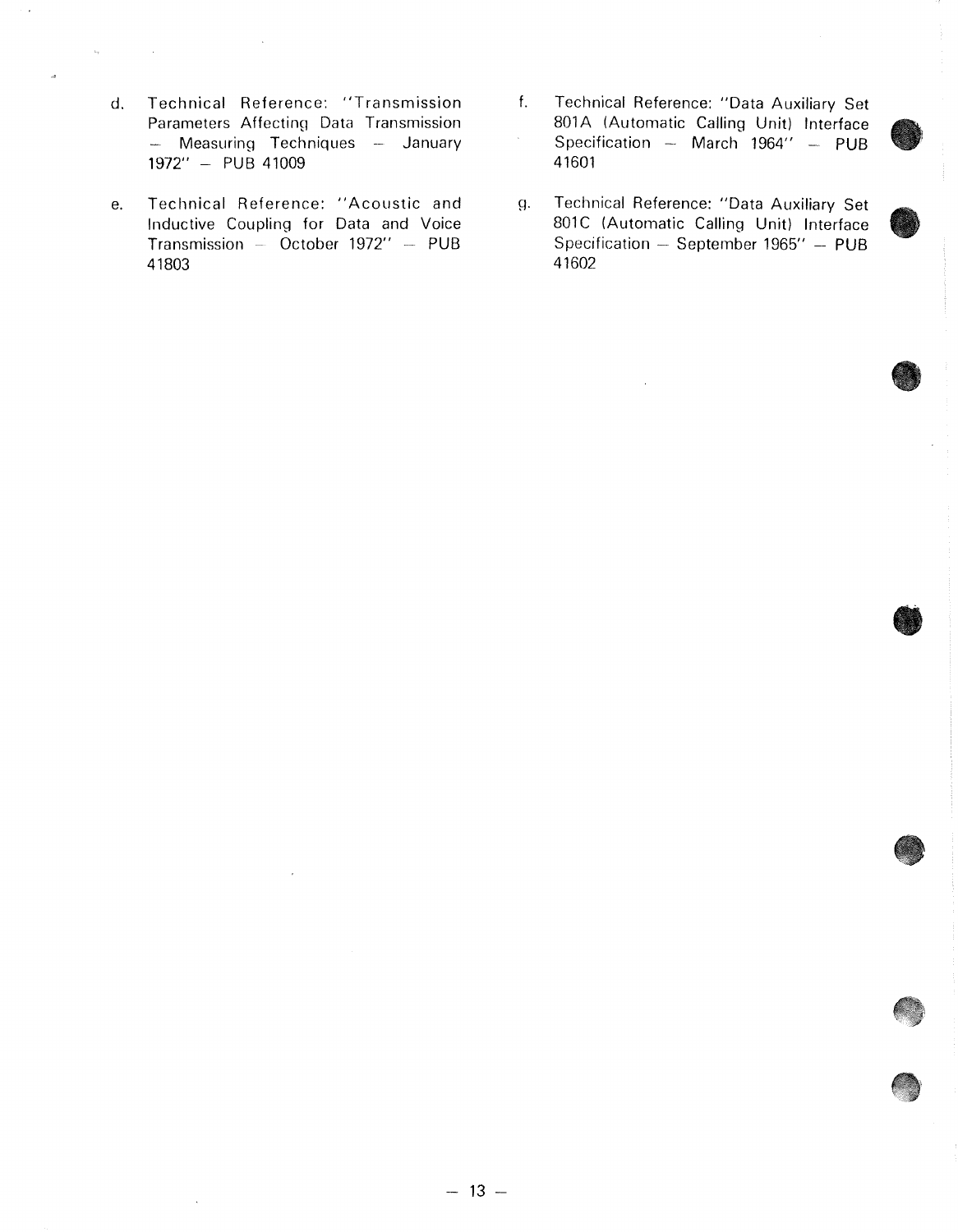d. Technical Reference: "Transmission Parameters Affecting Data Transmission – Measuring Techniques – January 1972" – PUB 41009

e. Technical Reference: "Acoustic and Inductive Coupling for Data and Voice Transmission – October 1972" – PUB 41803

f. Technical Reference: "Data Auxiliary Set 801A (Automatic Calling Unit) Interface Specification – March 1964" – PUB 41601

g. Technical Reference: "Data Auxiliary Set 801C (Automatic Calling Unit) Interface Specification – September 1965" – PUB 41602